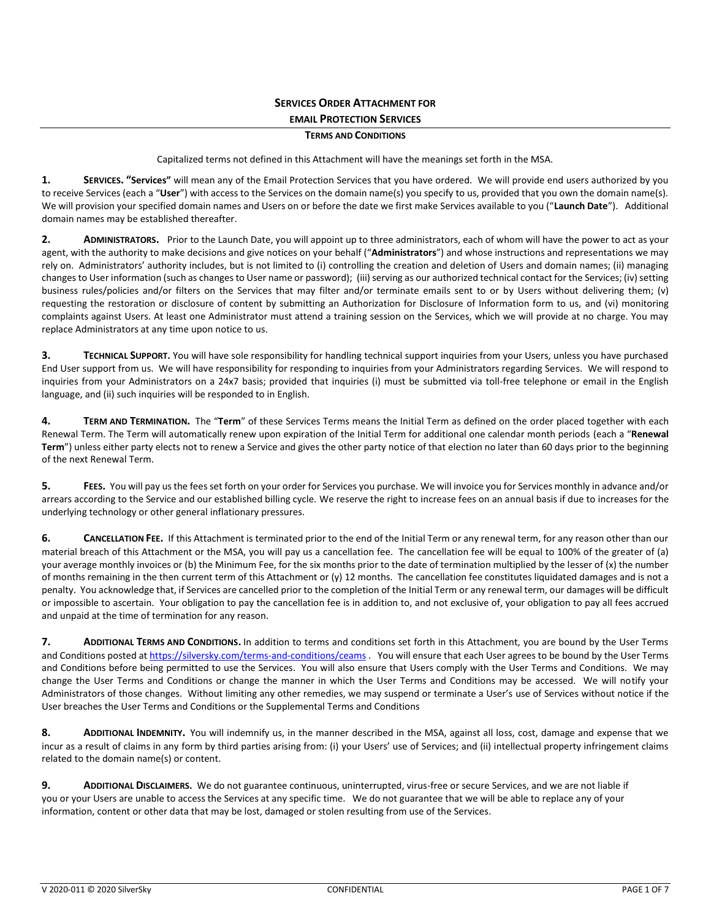# SERVICES ORDER ATTACHMENT FOR email PROTECTION SERVICES

## TERMS AND CONDITIONS

Capitalized terms not defined in this Attachment will have the meanings set forth in the MSA.

**1. SERVICES. "Services"** will mean any of the Email Protection Services that you have ordered. We will provide end users authorized by you to receive Services (each a "**User**") with access to the Services on the domain name(s) you specify to us, provided that you own the domain name(s). We will provision your specified domain names and Users on or before the date we first make Services available to you ("**Launch Date**"). Additional domain names may be established thereafter.

**2. ADMINISTRATORS.** Prior to the Launch Date, you will appoint up to three administrators, each of whom will have the power to act as your agent, with the authority to make decisions and give notices on your behalf ("**Administrators**") and whose instructions and representations we may rely on. Administrators' authority includes, but is not limited to (i) controlling the creation and deletion of Users and domain names; (ii) managing changes to User information (such as changes to User name or password); (iii) serving as our authorized technical contact for the Services; (iv) setting business rules/policies and/or filters on the Services that may filter and/or terminate emails sent to or by Users without delivering them; (v) requesting the restoration or disclosure of content by submitting an Authorization for Disclosure of Information form to us, and (vi) monitoring complaints against Users. At least one Administrator must attend a training session on the Services, which we will provide at no charge. You may replace Administrators at any time upon notice to us.

**3. TECHNICAL SUPPORT.** You will have sole responsibility for handling technical support inquiries from your Users, unless you have purchased End User support from us. We will have responsibility for responding to inquiries from your Administrators regarding Services. We will respond to inquiries from your Administrators on a 24x7 basis; provided that inquiries (i) must be submitted via toll-free telephone or email in the English language, and (ii) such inquiries will be responded to in English.

**4. TERM AND TERMINATION.** The "**Term**" of these Services Terms means the Initial Term as defined on the order placed together with each Renewal Term. The Term will automatically renew upon expiration of the Initial Term for additional one calendar month periods (each a "**Renewal Term**") unless either party elects not to renew a Service and gives the other party notice of that election no later than 60 days prior to the beginning of the next Renewal Term.

**5. FEES.** You will pay us the fees set forth on your order for Services you purchase. We will invoice you for Services monthly in advance and/or arrears according to the Service and our established billing cycle. We reserve the right to increase fees on an annual basis if due to increases for the underlying technology or other general inflationary pressures.

**6. CANCELLATION FEE.** If this Attachment is terminated prior to the end of the Initial Term or any renewal term, for any reason other than our material breach of this Attachment or the MSA, you will pay us a cancellation fee. The cancellation fee will be equal to 100% of the greater of (a) your average monthly invoices or (b) the Minimum Fee, for the six months prior to the date of termination multiplied by the lesser of (x) the number of months remaining in the then current term of this Attachment or (y) 12 months. The cancellation fee constitutes liquidated damages and is not a penalty. You acknowledge that, if Services are cancelled prior to the completion of the Initial Term or any renewal term, our damages will be difficult or impossible to ascertain. Your obligation to pay the cancellation fee is in addition to, and not exclusive of, your obligation to pay all fees accrued and unpaid at the time of termination for any reason.

**7. ADDITIONAL TERMS AND CONDITIONS.** In addition to terms and conditions set forth in this Attachment, you are bound by the User Terms and Conditions posted at https://silversky.com/terms-and-conditions/ceams . You will ensure that each User agrees to be bound by the User Terms and Conditions before being permitted to use the Services. You will also ensure that Users comply with the User Terms and Conditions. We may change the User Terms and Conditions or change the manner in which the User Terms and Conditions may be accessed. We will notify your Administrators of those changes. Without limiting any other remedies, we may suspend or terminate a User's use of Services without notice if the User breaches the User Terms and Conditions or the Supplemental Terms and Conditions

**8. ADDITIONAL INDEMNITY.** You will indemnify us, in the manner described in the MSA, against all loss, cost, damage and expense that we incur as a result of claims in any form by third parties arising from: (i) your Users' use of Services; and (ii) intellectual property infringement claims related to the domain name(s) or content.

**9. ADDITIONAL DISCLAIMERS.** We do not guarantee continuous, uninterrupted, virus-free or secure Services, and we are not liable if you or your Users are unable to access the Services at any specific time. We do not guarantee that we will be able to replace any of your information, content or other data that may be lost, damaged or stolen resulting from use of the Services.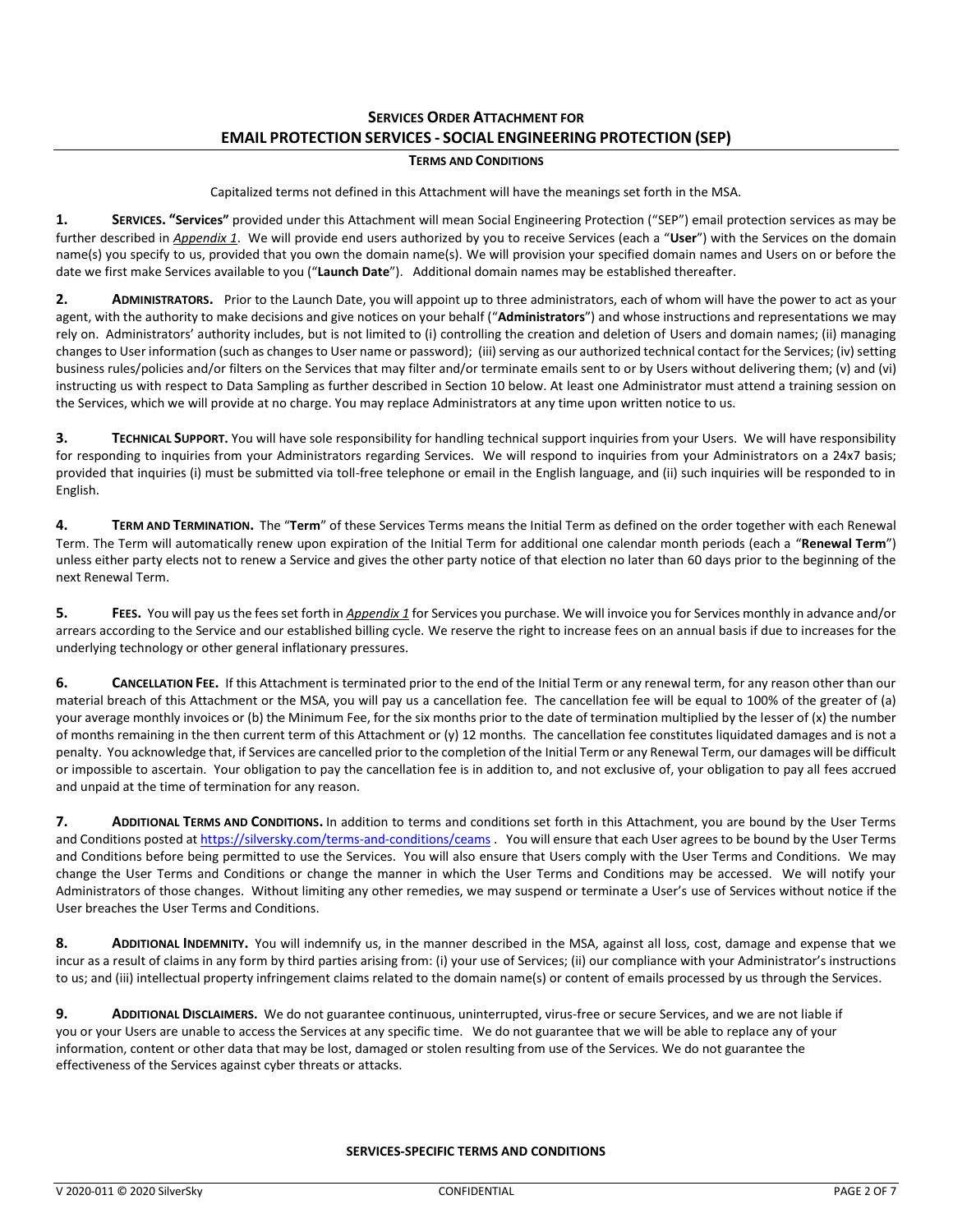## SERVICES ORDER ATTACHMENT FOR
## EMAIL PROTECTION SERVICES - SOCIAL ENGINEERING PROTECTION (SEP)

### TERMS AND CONDITIONS

Capitalized terms not defined in this Attachment will have the meanings set forth in the MSA.

**1. SERVICES. "Services"** provided under this Attachment will mean Social Engineering Protection ("SEP") email protection services as may be further described in *Appendix 1*. We will provide end users authorized by you to receive Services (each a "**User**") with the Services on the domain name(s) you specify to us, provided that you own the domain name(s). We will provision your specified domain names and Users on or before the date we first make Services available to you ("**Launch Date**"). Additional domain names may be established thereafter.

**2. ADMINISTRATORS.** Prior to the Launch Date, you will appoint up to three administrators, each of whom will have the power to act as your agent, with the authority to make decisions and give notices on your behalf ("**Administrators**") and whose instructions and representations we may rely on. Administrators' authority includes, but is not limited to (i) controlling the creation and deletion of Users and domain names; (ii) managing changes to User information (such as changes to User name or password); (iii) serving as our authorized technical contact for the Services; (iv) setting business rules/policies and/or filters on the Services that may filter and/or terminate emails sent to or by Users without delivering them; (v) and (vi) instructing us with respect to Data Sampling as further described in Section 10 below. At least one Administrator must attend a training session on the Services, which we will provide at no charge. You may replace Administrators at any time upon written notice to us.

**3. TECHNICAL SUPPORT.** You will have sole responsibility for handling technical support inquiries from your Users. We will have responsibility for responding to inquiries from your Administrators regarding Services. We will respond to inquiries from your Administrators on a 24x7 basis; provided that inquiries (i) must be submitted via toll-free telephone or email in the English language, and (ii) such inquiries will be responded to in English.

**4. TERM AND TERMINATION.** The "**Term**" of these Services Terms means the Initial Term as defined on the order together with each Renewal Term. The Term will automatically renew upon expiration of the Initial Term for additional one calendar month periods (each a "**Renewal Term**") unless either party elects not to renew a Service and gives the other party notice of that election no later than 60 days prior to the beginning of the next Renewal Term.

**5. FEES.** You will pay us the fees set forth in *Appendix 1* for Services you purchase. We will invoice you for Services monthly in advance and/or arrears according to the Service and our established billing cycle. We reserve the right to increase fees on an annual basis if due to increases for the underlying technology or other general inflationary pressures.

**6. CANCELLATION FEE.** If this Attachment is terminated prior to the end of the Initial Term or any renewal term, for any reason other than our material breach of this Attachment or the MSA, you will pay us a cancellation fee. The cancellation fee will be equal to 100% of the greater of (a) your average monthly invoices or (b) the Minimum Fee, for the six months prior to the date of termination multiplied by the lesser of (x) the number of months remaining in the then current term of this Attachment or (y) 12 months. The cancellation fee constitutes liquidated damages and is not a penalty. You acknowledge that, if Services are cancelled prior to the completion of the Initial Term or any Renewal Term, our damages will be difficult or impossible to ascertain. Your obligation to pay the cancellation fee is in addition to, and not exclusive of, your obligation to pay all fees accrued and unpaid at the time of termination for any reason.

**7. ADDITIONAL TERMS AND CONDITIONS.** In addition to terms and conditions set forth in this Attachment, you are bound by the User Terms and Conditions posted at https://silversky.com/terms-and-conditions/ceams . You will ensure that each User agrees to be bound by the User Terms and Conditions before being permitted to use the Services. You will also ensure that Users comply with the User Terms and Conditions. We may change the User Terms and Conditions or change the manner in which the User Terms and Conditions may be accessed. We will notify your Administrators of those changes. Without limiting any other remedies, we may suspend or terminate a User's use of Services without notice if the User breaches the User Terms and Conditions.

**8. ADDITIONAL INDEMNITY.** You will indemnify us, in the manner described in the MSA, against all loss, cost, damage and expense that we incur as a result of claims in any form by third parties arising from: (i) your use of Services; (ii) our compliance with your Administrator's instructions to us; and (iii) intellectual property infringement claims related to the domain name(s) or content of emails processed by us through the Services.

**9. ADDITIONAL DISCLAIMERS.** We do not guarantee continuous, uninterrupted, virus-free or secure Services, and we are not liable if you or your Users are unable to access the Services at any specific time. We do not guarantee that we will be able to replace any of your information, content or other data that may be lost, damaged or stolen resulting from use of the Services. We do not guarantee the effectiveness of the Services against cyber threats or attacks.

### SERVICES-SPECIFIC TERMS AND CONDITIONS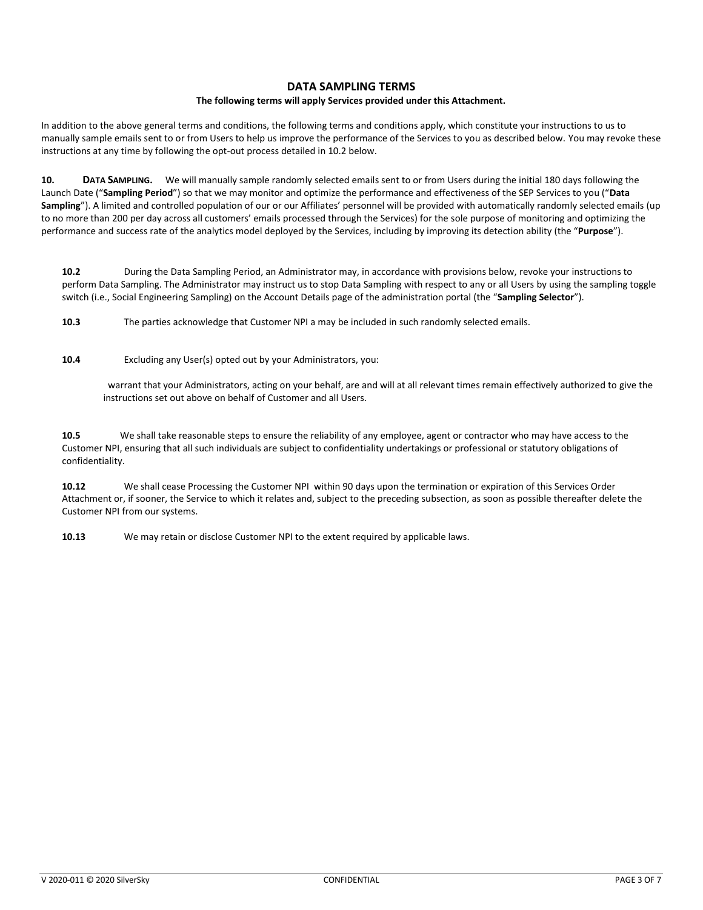## DATA SAMPLING TERMS

**The following terms will apply Services provided under this Attachment.**

In addition to the above general terms and conditions, the following terms and conditions apply, which constitute your instructions to us to manually sample emails sent to or from Users to help us improve the performance of the Services to you as described below. You may revoke these instructions at any time by following the opt-out process detailed in 10.2 below.

**10. DATA SAMPLING.** We will manually sample randomly selected emails sent to or from Users during the initial 180 days following the Launch Date ("**Sampling Period**") so that we may monitor and optimize the performance and effectiveness of the SEP Services to you ("**Data Sampling**"). A limited and controlled population of our or our Affiliates' personnel will be provided with automatically randomly selected emails (up to no more than 200 per day across all customers' emails processed through the Services) for the sole purpose of monitoring and optimizing the performance and success rate of the analytics model deployed by the Services, including by improving its detection ability (the "**Purpose**").

**10.2** During the Data Sampling Period, an Administrator may, in accordance with provisions below, revoke your instructions to perform Data Sampling. The Administrator may instruct us to stop Data Sampling with respect to any or all Users by using the sampling toggle switch (i.e., Social Engineering Sampling) on the Account Details page of the administration portal (the "**Sampling Selector**").

**10.3** The parties acknowledge that Customer NPI a may be included in such randomly selected emails.

**10.4** Excluding any User(s) opted out by your Administrators, you:

warrant that your Administrators, acting on your behalf, are and will at all relevant times remain effectively authorized to give the instructions set out above on behalf of Customer and all Users.

**10.5** We shall take reasonable steps to ensure the reliability of any employee, agent or contractor who may have access to the Customer NPI, ensuring that all such individuals are subject to confidentiality undertakings or professional or statutory obligations of confidentiality.

**10.12** We shall cease Processing the Customer NPI within 90 days upon the termination or expiration of this Services Order Attachment or, if sooner, the Service to which it relates and, subject to the preceding subsection, as soon as possible thereafter delete the Customer NPI from our systems.

**10.13** We may retain or disclose Customer NPI to the extent required by applicable laws.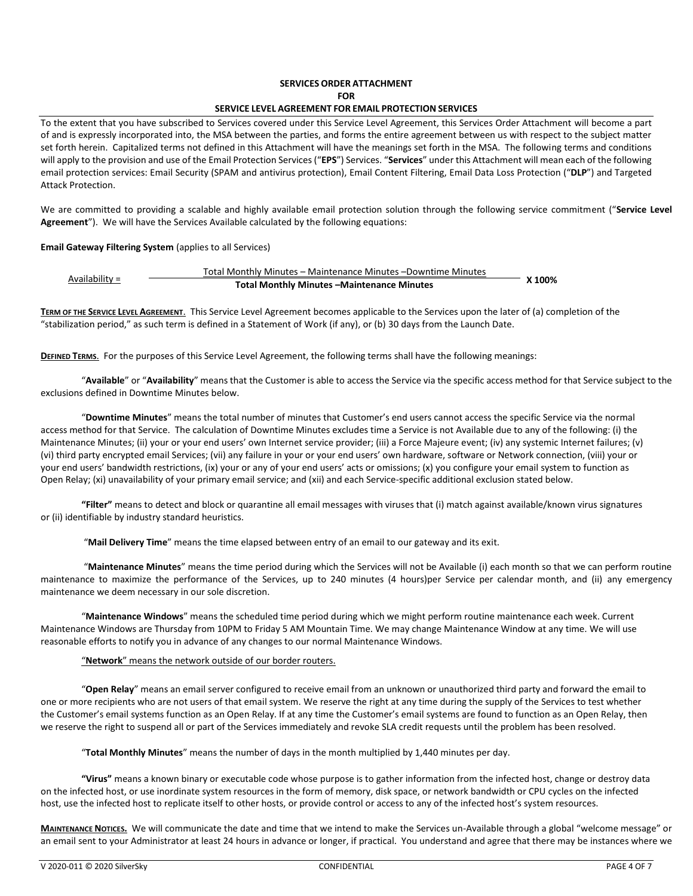**SERVICES ORDER ATTACHMENT**
**FOR**
**SERVICE LEVEL AGREEMENT FOR EMAIL PROTECTION SERVICES**

To the extent that you have subscribed to Services covered under this Service Level Agreement, this Services Order Attachment will become a part of and is expressly incorporated into, the MSA between the parties, and forms the entire agreement between us with respect to the subject matter set forth herein. Capitalized terms not defined in this Attachment will have the meanings set forth in the MSA. The following terms and conditions will apply to the provision and use of the Email Protection Services ("**EPS**") Services. "**Services**" under this Attachment will mean each of the following email protection services: Email Security (SPAM and antivirus protection), Email Content Filtering, Email Data Loss Protection ("**DLP**") and Targeted Attack Protection.

We are committed to providing a scalable and highly available email protection solution through the following service commitment ("**Service Level Agreement**"). We will have the Services Available calculated by the following equations:

**Email Gateway Filtering System** (applies to all Services)

$$\text{Availability} = \frac{\text{Total Monthly Minutes} - \text{Maintenance Minutes} - \text{Downtime Minutes}}{\textbf{Total Monthly Minutes} - \textbf{Maintenance Minutes}} \textbf{ X 100\%}$$

**TERM OF THE SERVICE LEVEL AGREEMENT**. This Service Level Agreement becomes applicable to the Services upon the later of (a) completion of the "stabilization period," as such term is defined in a Statement of Work (if any), or (b) 30 days from the Launch Date.

**DEFINED TERMS**. For the purposes of this Service Level Agreement, the following terms shall have the following meanings:

"**Available**" or "**Availability**" means that the Customer is able to access the Service via the specific access method for that Service subject to the exclusions defined in Downtime Minutes below.

"**Downtime Minutes**" means the total number of minutes that Customer's end users cannot access the specific Service via the normal access method for that Service. The calculation of Downtime Minutes excludes time a Service is not Available due to any of the following: (i) the Maintenance Minutes; (ii) your or your end users' own Internet service provider; (iii) a Force Majeure event; (iv) any systemic Internet failures; (v) (vi) third party encrypted email Services; (vii) any failure in your or your end users' own hardware, software or Network connection, (viii) your or your end users' bandwidth restrictions, (ix) your or any of your end users' acts or omissions; (x) you configure your email system to function as Open Relay; (xi) unavailability of your primary email service; and (xii) and each Service-specific additional exclusion stated below.

**"Filter"** means to detect and block or quarantine all email messages with viruses that (i) match against available/known virus signatures or (ii) identifiable by industry standard heuristics.

"**Mail Delivery Time**" means the time elapsed between entry of an email to our gateway and its exit.

"**Maintenance Minutes**" means the time period during which the Services will not be Available (i) each month so that we can perform routine maintenance to maximize the performance of the Services, up to 240 minutes (4 hours)per Service per calendar month, and (ii) any emergency maintenance we deem necessary in our sole discretion.

"**Maintenance Windows**" means the scheduled time period during which we might perform routine maintenance each week. Current Maintenance Windows are Thursday from 10PM to Friday 5 AM Mountain Time. We may change Maintenance Window at any time. We will use reasonable efforts to notify you in advance of any changes to our normal Maintenance Windows.

"**Network**" means the network outside of our border routers.

"**Open Relay**" means an email server configured to receive email from an unknown or unauthorized third party and forward the email to one or more recipients who are not users of that email system. We reserve the right at any time during the supply of the Services to test whether the Customer's email systems function as an Open Relay. If at any time the Customer's email systems are found to function as an Open Relay, then we reserve the right to suspend all or part of the Services immediately and revoke SLA credit requests until the problem has been resolved.

"**Total Monthly Minutes**" means the number of days in the month multiplied by 1,440 minutes per day.

**"Virus"** means a known binary or executable code whose purpose is to gather information from the infected host, change or destroy data on the infected host, or use inordinate system resources in the form of memory, disk space, or network bandwidth or CPU cycles on the infected host, use the infected host to replicate itself to other hosts, or provide control or access to any of the infected host's system resources.

**MAINTENANCE NOTICES.** We will communicate the date and time that we intend to make the Services un-Available through a global "welcome message" or an email sent to your Administrator at least 24 hours in advance or longer, if practical. You understand and agree that there may be instances where we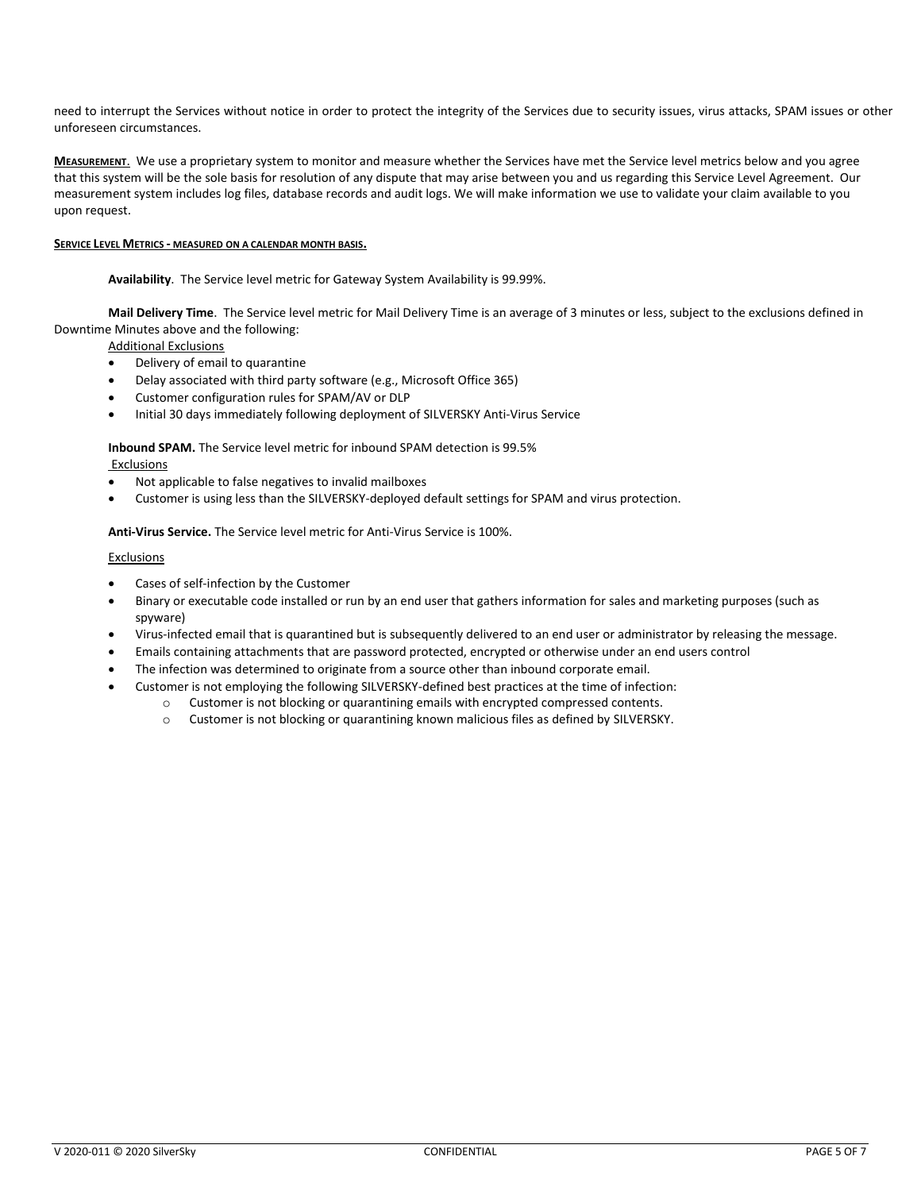need to interrupt the Services without notice in order to protect the integrity of the Services due to security issues, virus attacks, SPAM issues or other unforeseen circumstances.

**MEASUREMENT**. We use a proprietary system to monitor and measure whether the Services have met the Service level metrics below and you agree that this system will be the sole basis for resolution of any dispute that may arise between you and us regarding this Service Level Agreement. Our measurement system includes log files, database records and audit logs. We will make information we use to validate your claim available to you upon request.

**SERVICE LEVEL METRICS - MEASURED ON A CALENDAR MONTH BASIS.**

**Availability**. The Service level metric for Gateway System Availability is 99.99%.

**Mail Delivery Time**. The Service level metric for Mail Delivery Time is an average of 3 minutes or less, subject to the exclusions defined in Downtime Minutes above and the following:

Additional Exclusions

- Delivery of email to quarantine
- Delay associated with third party software (e.g., Microsoft Office 365)
- Customer configuration rules for SPAM/AV or DLP
- Initial 30 days immediately following deployment of SILVERSKY Anti-Virus Service

**Inbound SPAM.** The Service level metric for inbound SPAM detection is 99.5%

Exclusions

- Not applicable to false negatives to invalid mailboxes
- Customer is using less than the SILVERSKY-deployed default settings for SPAM and virus protection.

**Anti-Virus Service.** The Service level metric for Anti-Virus Service is 100%.

Exclusions

- Cases of self-infection by the Customer
- Binary or executable code installed or run by an end user that gathers information for sales and marketing purposes (such as spyware)
- Virus-infected email that is quarantined but is subsequently delivered to an end user or administrator by releasing the message.
- Emails containing attachments that are password protected, encrypted or otherwise under an end users control
- The infection was determined to originate from a source other than inbound corporate email.
- Customer is not employing the following SILVERSKY-defined best practices at the time of infection:
  - Customer is not blocking or quarantining emails with encrypted compressed contents.
  - Customer is not blocking or quarantining known malicious files as defined by SILVERSKY.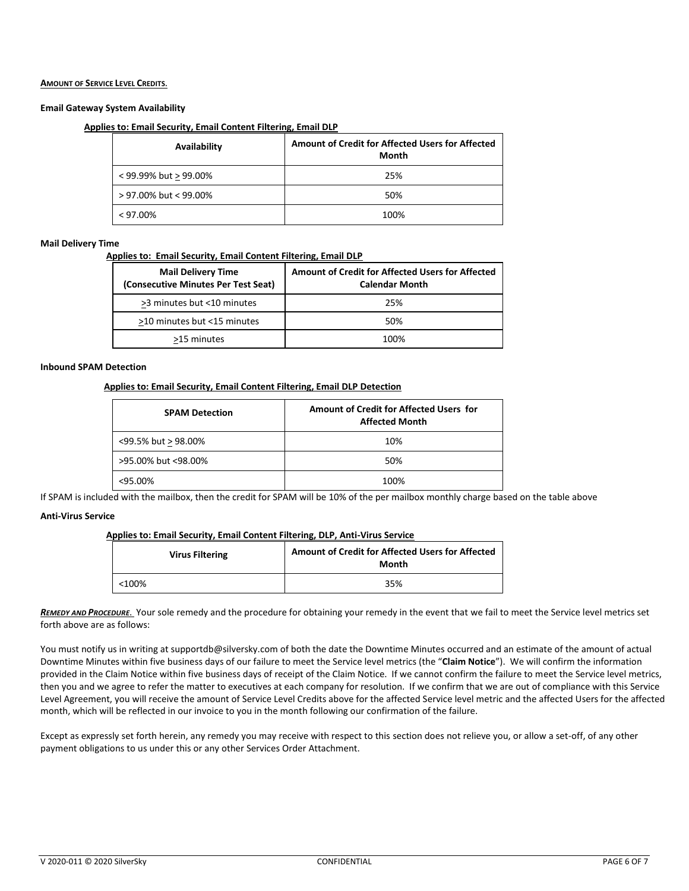**AMOUNT OF SERVICE LEVEL CREDITS.**

**Email Gateway System Availability**

**Applies to: Email Security, Email Content Filtering, Email DLP**

| Availability | Amount of Credit for Affected Users for Affected Month |
|---|---|
| < 99.99% but ≥ 99.00% | 25% |
| > 97.00% but < 99.00% | 50% |
| < 97.00% | 100% |

**Mail Delivery Time**

**Applies to: Email Security, Email Content Filtering, Email DLP**

| Mail Delivery Time (Consecutive Minutes Per Test Seat) | Amount of Credit for Affected Users for Affected Calendar Month |
|---|---|
| ≥3 minutes but <10 minutes | 25% |
| ≥10 minutes but <15 minutes | 50% |
| ≥15 minutes | 100% |

**Inbound SPAM Detection**

**Applies to: Email Security, Email Content Filtering, Email DLP Detection**

| SPAM Detection | Amount of Credit for Affected Users for Affected Month |
|---|---|
| <99.5% but ≥ 98.00% | 10% |
| >95.00% but <98.00% | 50% |
| <95.00% | 100% |

If SPAM is included with the mailbox, then the credit for SPAM will be 10% of the per mailbox monthly charge based on the table above

**Anti-Virus Service**

**Applies to: Email Security, Email Content Filtering, DLP, Anti-Virus Service**

| Virus Filtering | Amount of Credit for Affected Users for Affected Month |
|---|---|
| <100% | 35% |

***REMEDY AND PROCEDURE***. Your sole remedy and the procedure for obtaining your remedy in the event that we fail to meet the Service level metrics set forth above are as follows:

You must notify us in writing at supportdb@silversky.com of both the date the Downtime Minutes occurred and an estimate of the amount of actual Downtime Minutes within five business days of our failure to meet the Service level metrics (the "**Claim Notice**"). We will confirm the information provided in the Claim Notice within five business days of receipt of the Claim Notice. If we cannot confirm the failure to meet the Service level metrics, then you and we agree to refer the matter to executives at each company for resolution. If we confirm that we are out of compliance with this Service Level Agreement, you will receive the amount of Service Level Credits above for the affected Service level metric and the affected Users for the affected month, which will be reflected in our invoice to you in the month following our confirmation of the failure.

Except as expressly set forth herein, any remedy you may receive with respect to this section does not relieve you, or allow a set-off, of any other payment obligations to us under this or any other Services Order Attachment.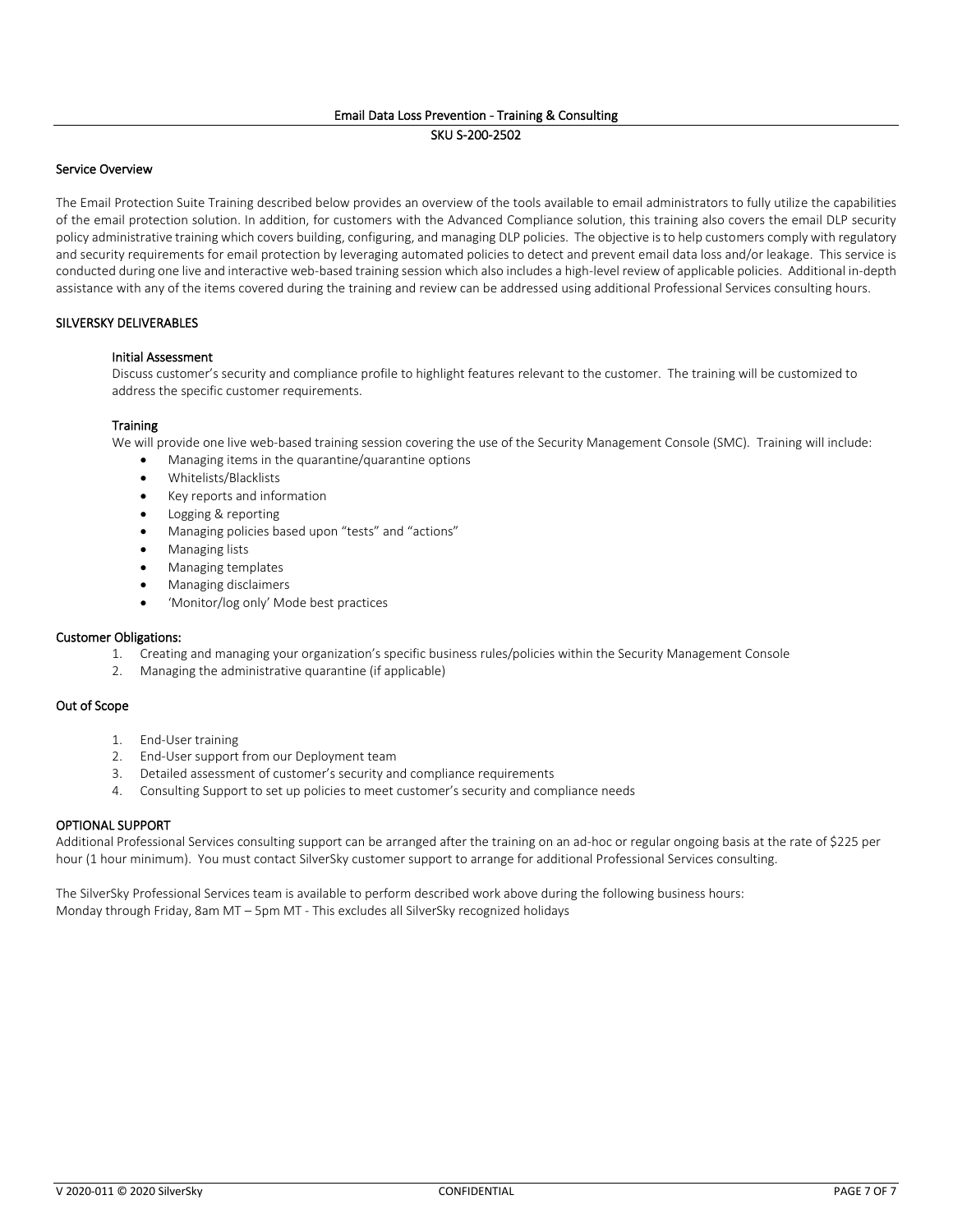# Email Data Loss Prevention - Training & Consulting

SKU S-200-2502

## Service Overview

The Email Protection Suite Training described below provides an overview of the tools available to email administrators to fully utilize the capabilities of the email protection solution. In addition, for customers with the Advanced Compliance solution, this training also covers the email DLP security policy administrative training which covers building, configuring, and managing DLP policies. The objective is to help customers comply with regulatory and security requirements for email protection by leveraging automated policies to detect and prevent email data loss and/or leakage. This service is conducted during one live and interactive web-based training session which also includes a high-level review of applicable policies. Additional in-depth assistance with any of the items covered during the training and review can be addressed using additional Professional Services consulting hours.

## SILVERSKY DELIVERABLES

### Initial Assessment

Discuss customer's security and compliance profile to highlight features relevant to the customer. The training will be customized to address the specific customer requirements.

### Training

We will provide one live web-based training session covering the use of the Security Management Console (SMC). Training will include:

- Managing items in the quarantine/quarantine options
- Whitelists/Blacklists
- Key reports and information
- Logging & reporting
- Managing policies based upon "tests" and "actions"
- Managing lists
- Managing templates
- Managing disclaimers
- 'Monitor/log only' Mode best practices

## Customer Obligations:

1. Creating and managing your organization's specific business rules/policies within the Security Management Console
2. Managing the administrative quarantine (if applicable)

## Out of Scope

1. End-User training
2. End-User support from our Deployment team
3. Detailed assessment of customer's security and compliance requirements
4. Consulting Support to set up policies to meet customer's security and compliance needs

## OPTIONAL SUPPORT

Additional Professional Services consulting support can be arranged after the training on an ad-hoc or regular ongoing basis at the rate of $225 per hour (1 hour minimum). You must contact SilverSky customer support to arrange for additional Professional Services consulting.

The SilverSky Professional Services team is available to perform described work above during the following business hours:
Monday through Friday, 8am MT – 5pm MT - This excludes all SilverSky recognized holidays